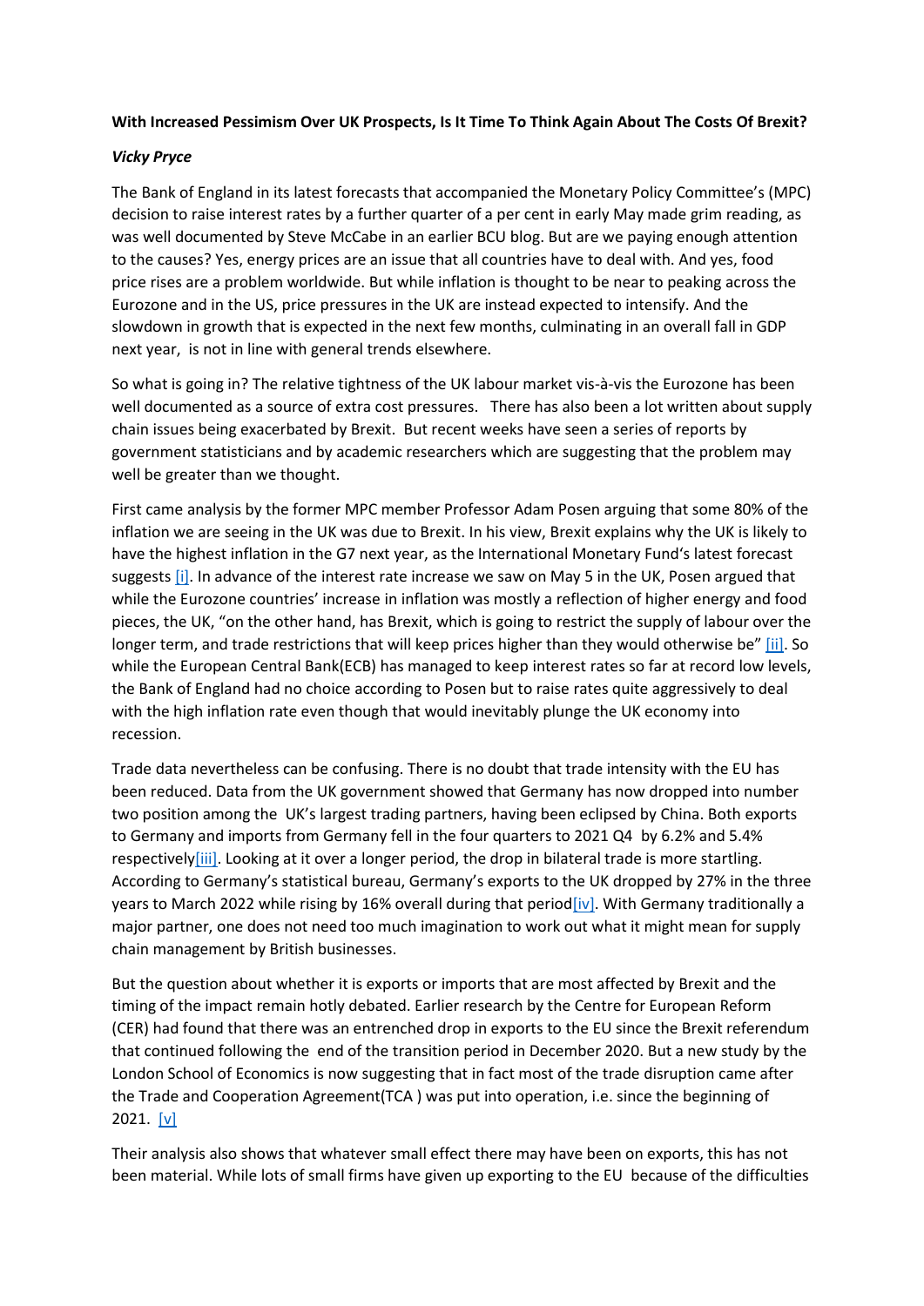**With Increased Pessimism Over UK Prospects, Is It Time To Think Again About The Costs Of Brexit?**

***Vicky Pryce***

The Bank of England in its latest forecasts that accompanied the Monetary Policy Committee's (MPC) decision to raise interest rates by a further quarter of a per cent in early May made grim reading, as was well documented by Steve McCabe in an earlier BCU blog. But are we paying enough attention to the causes? Yes, energy prices are an issue that all countries have to deal with. And yes, food price rises are a problem worldwide. But while inflation is thought to be near to peaking across the Eurozone and in the US, price pressures in the UK are instead expected to intensify. And the slowdown in growth that is expected in the next few months, culminating in an overall fall in GDP next year, is not in line with general trends elsewhere.

So what is going in? The relative tightness of the UK labour market vis-à-vis the Eurozone has been well documented as a source of extra cost pressures. There has also been a lot written about supply chain issues being exacerbated by Brexit. But recent weeks have seen a series of reports by government statisticians and by academic researchers which are suggesting that the problem may well be greater than we thought.

First came analysis by the former MPC member Professor Adam Posen arguing that some 80% of the inflation we are seeing in the UK was due to Brexit. In his view, Brexit explains why the UK is likely to have the highest inflation in the G7 next year, as the International Monetary Fund's latest forecast suggests [i]. In advance of the interest rate increase we saw on May 5 in the UK, Posen argued that while the Eurozone countries' increase in inflation was mostly a reflection of higher energy and food pieces, the UK, "on the other hand, has Brexit, which is going to restrict the supply of labour over the longer term, and trade restrictions that will keep prices higher than they would otherwise be" [ii]. So while the European Central Bank(ECB) has managed to keep interest rates so far at record low levels, the Bank of England had no choice according to Posen but to raise rates quite aggressively to deal with the high inflation rate even though that would inevitably plunge the UK economy into recession.

Trade data nevertheless can be confusing. There is no doubt that trade intensity with the EU has been reduced. Data from the UK government showed that Germany has now dropped into number two position among the UK's largest trading partners, having been eclipsed by China. Both exports to Germany and imports from Germany fell in the four quarters to 2021 Q4 by 6.2% and 5.4% respectively[iii]. Looking at it over a longer period, the drop in bilateral trade is more startling. According to Germany's statistical bureau, Germany's exports to the UK dropped by 27% in the three years to March 2022 while rising by 16% overall during that period[iv]. With Germany traditionally a major partner, one does not need too much imagination to work out what it might mean for supply chain management by British businesses.

But the question about whether it is exports or imports that are most affected by Brexit and the timing of the impact remain hotly debated. Earlier research by the Centre for European Reform (CER) had found that there was an entrenched drop in exports to the EU since the Brexit referendum that continued following the end of the transition period in December 2020. But a new study by the London School of Economics is now suggesting that in fact most of the trade disruption came after the Trade and Cooperation Agreement(TCA ) was put into operation, i.e. since the beginning of 2021. [v]

Their analysis also shows that whatever small effect there may have been on exports, this has not been material. While lots of small firms have given up exporting to the EU because of the difficulties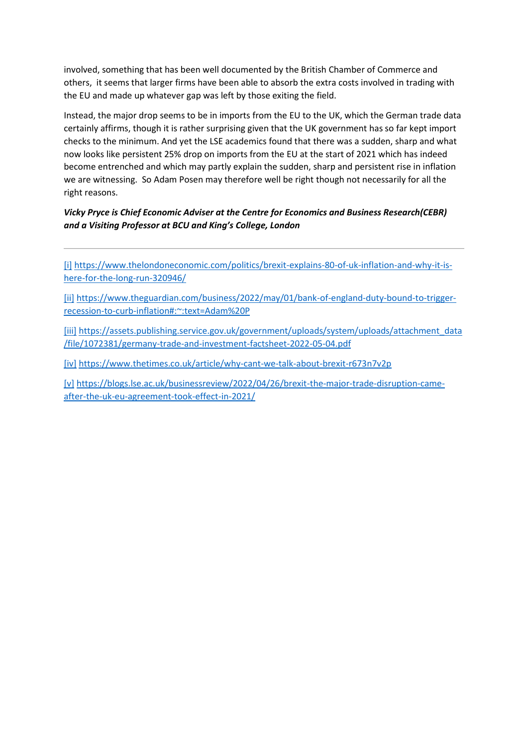involved, something that has been well documented by the British Chamber of Commerce and others, it seems that larger firms have been able to absorb the extra costs involved in trading with the EU and made up whatever gap was left by those exiting the field.

Instead, the major drop seems to be in imports from the EU to the UK, which the German trade data certainly affirms, though it is rather surprising given that the UK government has so far kept import checks to the minimum. And yet the LSE academics found that there was a sudden, sharp and what now looks like persistent 25% drop on imports from the EU at the start of 2021 which has indeed become entrenched and which may partly explain the sudden, sharp and persistent rise in inflation we are witnessing. So Adam Posen may therefore well be right though not necessarily for all the right reasons.

***Vicky Pryce is Chief Economic Adviser at the Centre for Economics and Business Research(CEBR) and a Visiting Professor at BCU and King's College, London***

---

[i] https://www.thelondoneconomic.com/politics/brexit-explains-80-of-uk-inflation-and-why-it-is-here-for-the-long-run-320946/

[ii] https://www.theguardian.com/business/2022/may/01/bank-of-england-duty-bound-to-trigger-recession-to-curb-inflation#:~:text=Adam%20P

[iii] https://assets.publishing.service.gov.uk/government/uploads/system/uploads/attachment_data/file/1072381/germany-trade-and-investment-factsheet-2022-05-04.pdf

[iv] https://www.thetimes.co.uk/article/why-cant-we-talk-about-brexit-r673n7v2p

[v] https://blogs.lse.ac.uk/businessreview/2022/04/26/brexit-the-major-trade-disruption-came-after-the-uk-eu-agreement-took-effect-in-2021/